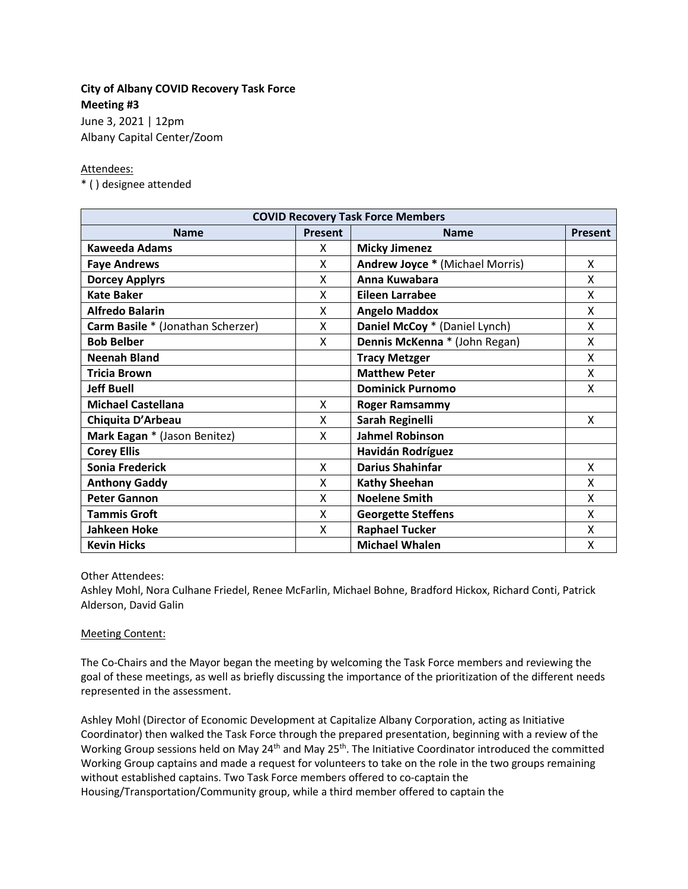**City of Albany COVID Recovery Task Force**
**Meeting #3**
June 3, 2021 | 12pm
Albany Capital Center/Zoom

Attendees:
* ( ) designee attended

| COVID Recovery Task Force Members | | | |
|---|---|---|---|
| **Name** | **Present** | **Name** | **Present** |
| **Kaweeda Adams** | X | **Micky Jimenez** | |
| **Faye Andrews** | X | **Andrew Joyce** * (Michael Morris) | X |
| **Dorcey Applyrs** | X | **Anna Kuwabara** | X |
| **Kate Baker** | X | **Eileen Larrabee** | X |
| **Alfredo Balarin** | X | **Angelo Maddox** | X |
| **Carm Basile** * (Jonathan Scherzer) | X | **Daniel McCoy** * (Daniel Lynch) | X |
| **Bob Belber** | X | **Dennis McKenna** * (John Regan) | X |
| **Neenah Bland** | | **Tracy Metzger** | X |
| **Tricia Brown** | | **Matthew Peter** | X |
| **Jeff Buell** | | **Dominick Purnomo** | X |
| **Michael Castellana** | X | **Roger Ramsammy** | |
| **Chiquita D'Arbeau** | X | **Sarah Reginelli** | X |
| **Mark Eagan** * (Jason Benitez) | X | **Jahmel Robinson** | |
| **Corey Ellis** | | **Havidán Rodríguez** | |
| **Sonia Frederick** | X | **Darius Shahinfar** | X |
| **Anthony Gaddy** | X | **Kathy Sheehan** | X |
| **Peter Gannon** | X | **Noelene Smith** | X |
| **Tammis Groft** | X | **Georgette Steffens** | X |
| **Jahkeen Hoke** | X | **Raphael Tucker** | X |
| **Kevin Hicks** | | **Michael Whalen** | X |

Other Attendees:
Ashley Mohl, Nora Culhane Friedel, Renee McFarlin, Michael Bohne, Bradford Hickox, Richard Conti, Patrick Alderson, David Galin

Meeting Content:

The Co-Chairs and the Mayor began the meeting by welcoming the Task Force members and reviewing the goal of these meetings, as well as briefly discussing the importance of the prioritization of the different needs represented in the assessment.

Ashley Mohl (Director of Economic Development at Capitalize Albany Corporation, acting as Initiative Coordinator) then walked the Task Force through the prepared presentation, beginning with a review of the Working Group sessions held on May 24th and May 25th. The Initiative Coordinator introduced the committed Working Group captains and made a request for volunteers to take on the role in the two groups remaining without established captains. Two Task Force members offered to co-captain the Housing/Transportation/Community group, while a third member offered to captain the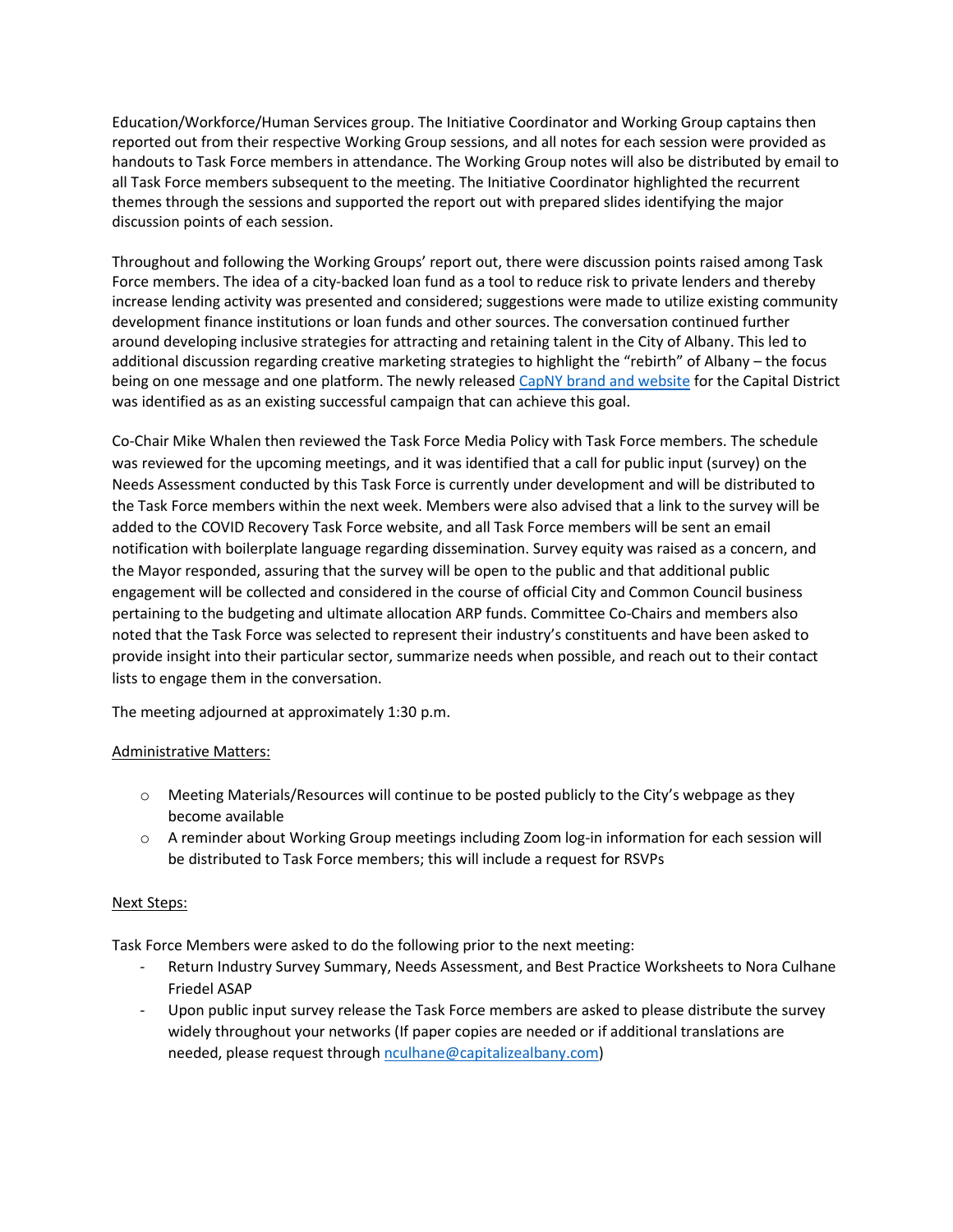Education/Workforce/Human Services group. The Initiative Coordinator and Working Group captains then reported out from their respective Working Group sessions, and all notes for each session were provided as handouts to Task Force members in attendance. The Working Group notes will also be distributed by email to all Task Force members subsequent to the meeting. The Initiative Coordinator highlighted the recurrent themes through the sessions and supported the report out with prepared slides identifying the major discussion points of each session.

Throughout and following the Working Groups' report out, there were discussion points raised among Task Force members. The idea of a city-backed loan fund as a tool to reduce risk to private lenders and thereby increase lending activity was presented and considered; suggestions were made to utilize existing community development finance institutions or loan funds and other sources. The conversation continued further around developing inclusive strategies for attracting and retaining talent in the City of Albany. This led to additional discussion regarding creative marketing strategies to highlight the "rebirth" of Albany – the focus being on one message and one platform. The newly released CapNY brand and website for the Capital District was identified as as an existing successful campaign that can achieve this goal.

Co-Chair Mike Whalen then reviewed the Task Force Media Policy with Task Force members. The schedule was reviewed for the upcoming meetings, and it was identified that a call for public input (survey) on the Needs Assessment conducted by this Task Force is currently under development and will be distributed to the Task Force members within the next week. Members were also advised that a link to the survey will be added to the COVID Recovery Task Force website, and all Task Force members will be sent an email notification with boilerplate language regarding dissemination. Survey equity was raised as a concern, and the Mayor responded, assuring that the survey will be open to the public and that additional public engagement will be collected and considered in the course of official City and Common Council business pertaining to the budgeting and ultimate allocation ARP funds. Committee Co-Chairs and members also noted that the Task Force was selected to represent their industry's constituents and have been asked to provide insight into their particular sector, summarize needs when possible, and reach out to their contact lists to engage them in the conversation.

The meeting adjourned at approximately 1:30 p.m.

Administrative Matters:

- Meeting Materials/Resources will continue to be posted publicly to the City's webpage as they become available
- A reminder about Working Group meetings including Zoom log-in information for each session will be distributed to Task Force members; this will include a request for RSVPs

Next Steps:

Task Force Members were asked to do the following prior to the next meeting:

- Return Industry Survey Summary, Needs Assessment, and Best Practice Worksheets to Nora Culhane Friedel ASAP
- Upon public input survey release the Task Force members are asked to please distribute the survey widely throughout your networks (If paper copies are needed or if additional translations are needed, please request through nculhane@capitalizealbany.com)